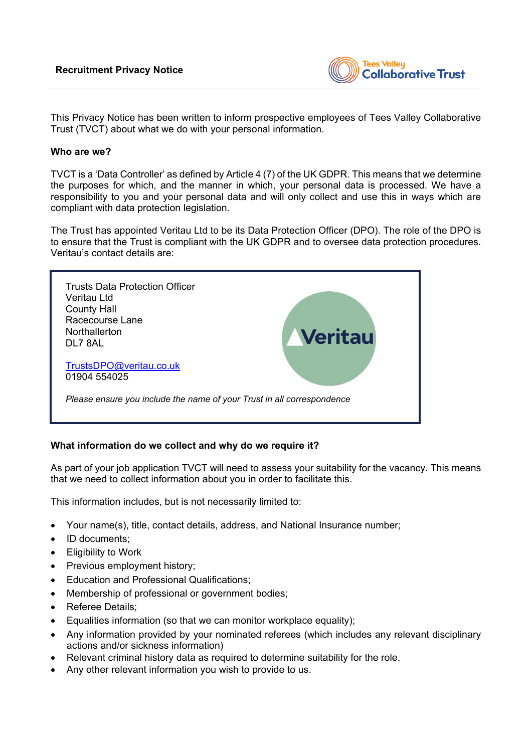**Recruitment Privacy Notice**

This Privacy Notice has been written to inform prospective employees of Tees Valley Collaborative Trust (TVCT) about what we do with your personal information.

**Who are we?**

TVCT is a 'Data Controller' as defined by Article 4 (7) of the UK GDPR. This means that we determine the purposes for which, and the manner in which, your personal data is processed. We have a responsibility to you and your personal data and will only collect and use this in ways which are compliant with data protection legislation.

The Trust has appointed Veritau Ltd to be its Data Protection Officer (DPO). The role of the DPO is to ensure that the Trust is compliant with the UK GDPR and to oversee data protection procedures. Veritau's contact details are:

Trusts Data Protection Officer
Veritau Ltd
County Hall
Racecourse Lane
Northallerton
DL7 8AL

TrustsDPO@veritau.co.uk
01904 554025

*Please ensure you include the name of your Trust in all correspondence*

**What information do we collect and why do we require it?**

As part of your job application TVCT will need to assess your suitability for the vacancy. This means that we need to collect information about you in order to facilitate this.

This information includes, but is not necessarily limited to:

- Your name(s), title, contact details, address, and National Insurance number;
- ID documents;
- Eligibility to Work
- Previous employment history;
- Education and Professional Qualifications;
- Membership of professional or government bodies;
- Referee Details;
- Equalities information (so that we can monitor workplace equality);
- Any information provided by your nominated referees (which includes any relevant disciplinary actions and/or sickness information)
- Relevant criminal history data as required to determine suitability for the role.
- Any other relevant information you wish to provide to us.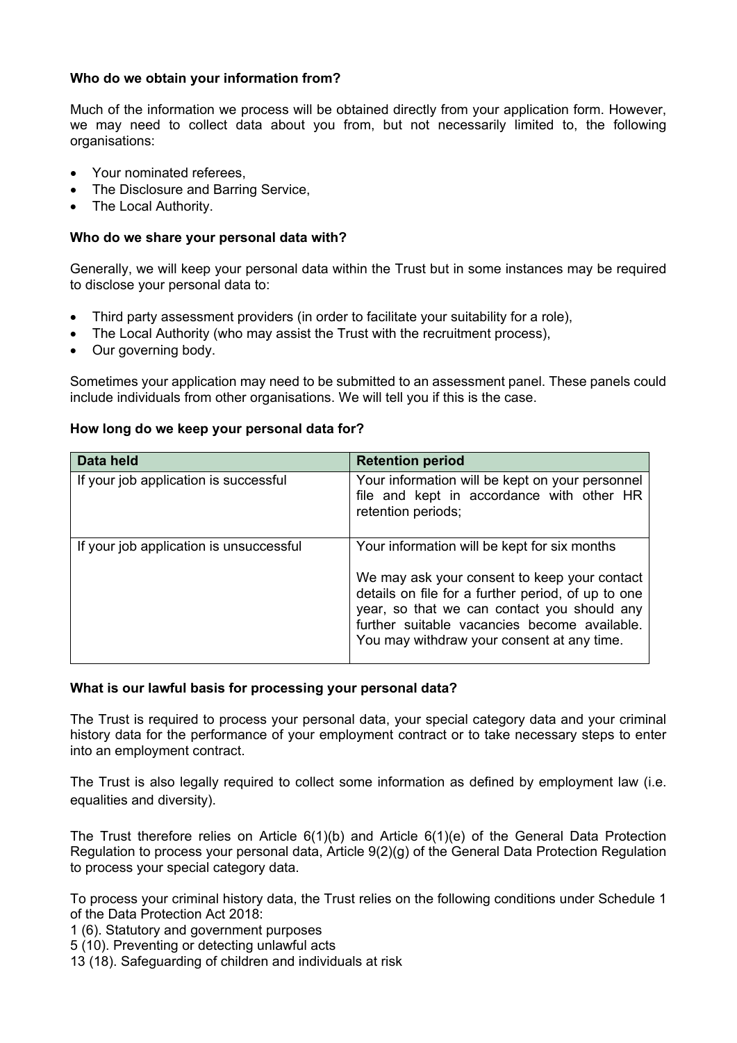**Who do we obtain your information from?**

Much of the information we process will be obtained directly from your application form. However, we may need to collect data about you from, but not necessarily limited to, the following organisations:

- Your nominated referees,
- The Disclosure and Barring Service,
- The Local Authority.

**Who do we share your personal data with?**

Generally, we will keep your personal data within the Trust but in some instances may be required to disclose your personal data to:

- Third party assessment providers (in order to facilitate your suitability for a role),
- The Local Authority (who may assist the Trust with the recruitment process),
- Our governing body.

Sometimes your application may need to be submitted to an assessment panel. These panels could include individuals from other organisations. We will tell you if this is the case.

**How long do we keep your personal data for?**

| Data held | Retention period |
| --- | --- |
| If your job application is successful | Your information will be kept on your personnel file and kept in accordance with other HR retention periods; |
| If your job application is unsuccessful | Your information will be kept for six months<br><br>We may ask your consent to keep your contact details on file for a further period, of up to one year, so that we can contact you should any further suitable vacancies become available. You may withdraw your consent at any time. |

**What is our lawful basis for processing your personal data?**

The Trust is required to process your personal data, your special category data and your criminal history data for the performance of your employment contract or to take necessary steps to enter into an employment contract.

The Trust is also legally required to collect some information as defined by employment law (i.e. equalities and diversity).

The Trust therefore relies on Article 6(1)(b) and Article 6(1)(e) of the General Data Protection Regulation to process your personal data, Article 9(2)(g) of the General Data Protection Regulation to process your special category data.

To process your criminal history data, the Trust relies on the following conditions under Schedule 1 of the Data Protection Act 2018:

1 (6). Statutory and government purposes  
5 (10). Preventing or detecting unlawful acts  
13 (18). Safeguarding of children and individuals at risk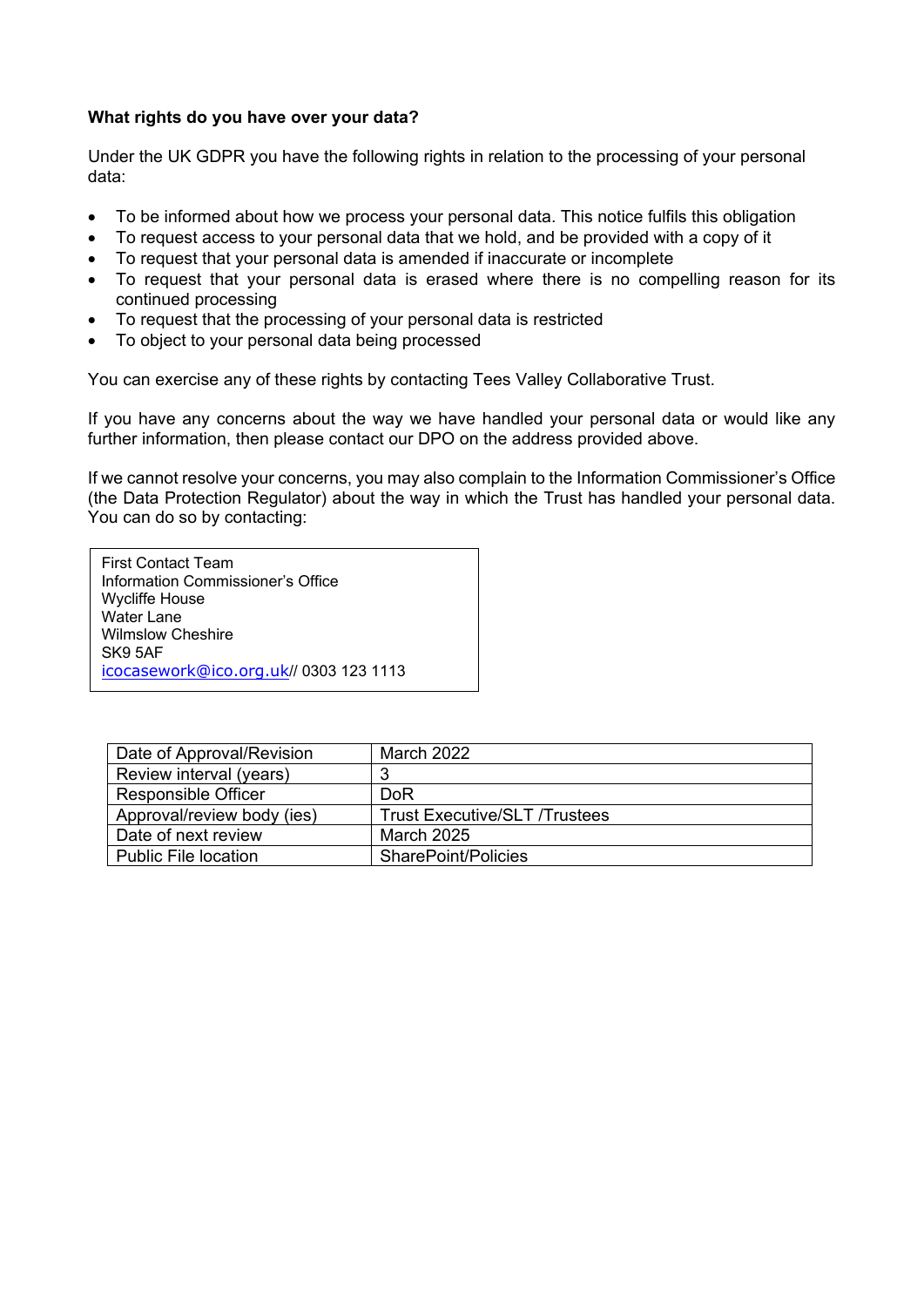**What rights do you have over your data?**

Under the UK GDPR you have the following rights in relation to the processing of your personal data:

- To be informed about how we process your personal data. This notice fulfils this obligation
- To request access to your personal data that we hold, and be provided with a copy of it
- To request that your personal data is amended if inaccurate or incomplete
- To request that your personal data is erased where there is no compelling reason for its continued processing
- To request that the processing of your personal data is restricted
- To object to your personal data being processed

You can exercise any of these rights by contacting Tees Valley Collaborative Trust.

If you have any concerns about the way we have handled your personal data or would like any further information, then please contact our DPO on the address provided above.

If we cannot resolve your concerns, you may also complain to the Information Commissioner's Office (the Data Protection Regulator) about the way in which the Trust has handled your personal data. You can do so by contacting:

First Contact Team
Information Commissioner's Office
Wycliffe House
Water Lane
Wilmslow Cheshire
SK9 5AF
icocasework@ico.org.uk// 0303 123 1113

| | |
|---|---|
| Date of Approval/Revision | March 2022 |
| Review interval (years) | 3 |
| Responsible Officer | DoR |
| Approval/review body (ies) | Trust Executive/SLT /Trustees |
| Date of next review | March 2025 |
| Public File location | SharePoint/Policies |